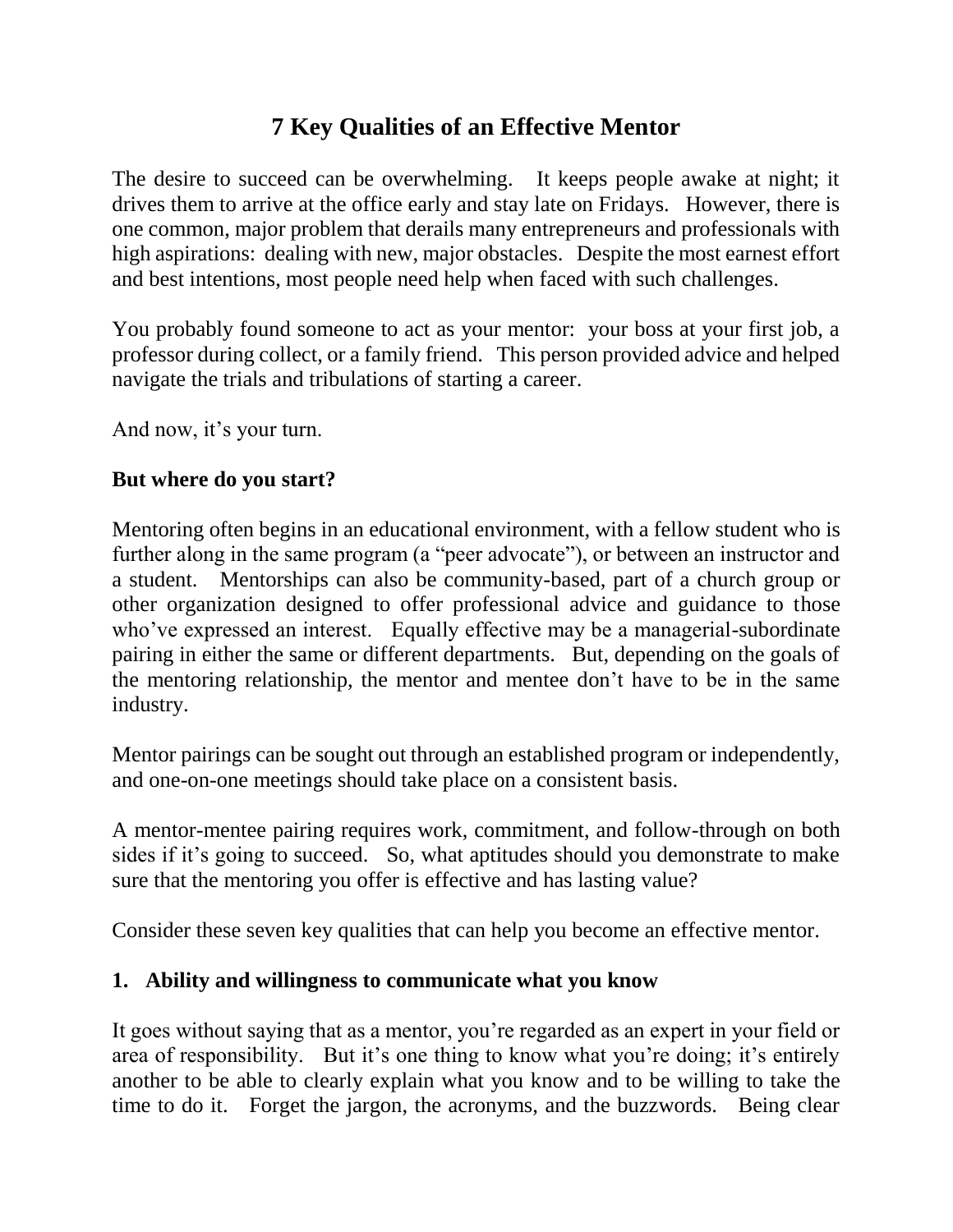# 7 Key Qualities of an Effective Mentor

The desire to succeed can be overwhelming. It keeps people awake at night; it drives them to arrive at the office early and stay late on Fridays. However, there is one common, major problem that derails many entrepreneurs and professionals with high aspirations: dealing with new, major obstacles. Despite the most earnest effort and best intentions, most people need help when faced with such challenges.

You probably found someone to act as your mentor: your boss at your first job, a professor during collect, or a family friend. This person provided advice and helped navigate the trials and tribulations of starting a career.

And now, it's your turn.

**But where do you start?**

Mentoring often begins in an educational environment, with a fellow student who is further along in the same program (a "peer advocate"), or between an instructor and a student. Mentorships can also be community-based, part of a church group or other organization designed to offer professional advice and guidance to those who've expressed an interest. Equally effective may be a managerial-subordinate pairing in either the same or different departments. But, depending on the goals of the mentoring relationship, the mentor and mentee don't have to be in the same industry.

Mentor pairings can be sought out through an established program or independently, and one-on-one meetings should take place on a consistent basis.

A mentor-mentee pairing requires work, commitment, and follow-through on both sides if it's going to succeed. So, what aptitudes should you demonstrate to make sure that the mentoring you offer is effective and has lasting value?

Consider these seven key qualities that can help you become an effective mentor.

**1. Ability and willingness to communicate what you know**

It goes without saying that as a mentor, you're regarded as an expert in your field or area of responsibility. But it's one thing to know what you're doing; it's entirely another to be able to clearly explain what you know and to be willing to take the time to do it. Forget the jargon, the acronyms, and the buzzwords. Being clear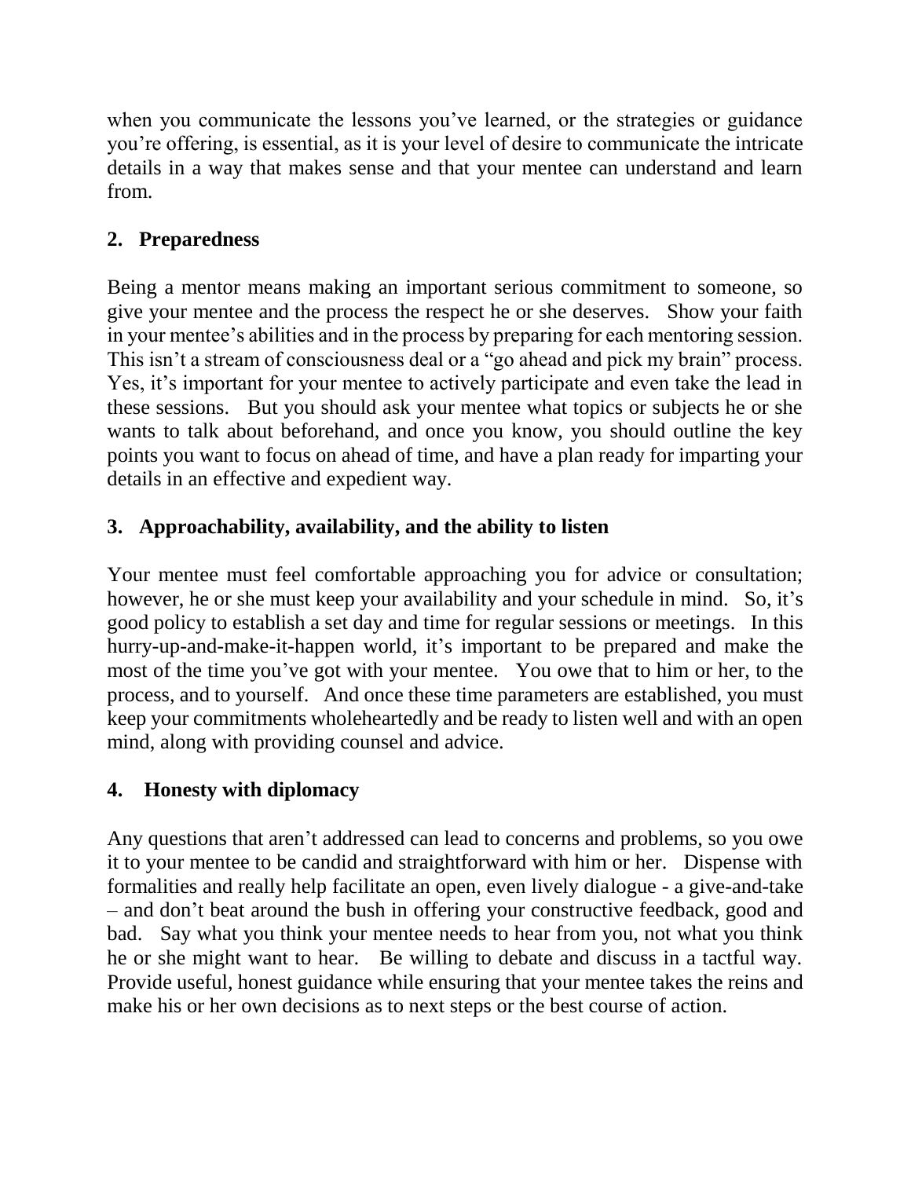when you communicate the lessons you've learned, or the strategies or guidance you're offering, is essential, as it is your level of desire to communicate the intricate details in a way that makes sense and that your mentee can understand and learn from.

## 2. Preparedness

Being a mentor means making an important serious commitment to someone, so give your mentee and the process the respect he or she deserves. Show your faith in your mentee's abilities and in the process by preparing for each mentoring session. This isn't a stream of consciousness deal or a "go ahead and pick my brain" process. Yes, it's important for your mentee to actively participate and even take the lead in these sessions. But you should ask your mentee what topics or subjects he or she wants to talk about beforehand, and once you know, you should outline the key points you want to focus on ahead of time, and have a plan ready for imparting your details in an effective and expedient way.

## 3. Approachability, availability, and the ability to listen

Your mentee must feel comfortable approaching you for advice or consultation; however, he or she must keep your availability and your schedule in mind. So, it's good policy to establish a set day and time for regular sessions or meetings. In this hurry-up-and-make-it-happen world, it's important to be prepared and make the most of the time you've got with your mentee. You owe that to him or her, to the process, and to yourself. And once these time parameters are established, you must keep your commitments wholeheartedly and be ready to listen well and with an open mind, along with providing counsel and advice.

## 4. Honesty with diplomacy

Any questions that aren't addressed can lead to concerns and problems, so you owe it to your mentee to be candid and straightforward with him or her. Dispense with formalities and really help facilitate an open, even lively dialogue - a give-and-take – and don't beat around the bush in offering your constructive feedback, good and bad. Say what you think your mentee needs to hear from you, not what you think he or she might want to hear. Be willing to debate and discuss in a tactful way. Provide useful, honest guidance while ensuring that your mentee takes the reins and make his or her own decisions as to next steps or the best course of action.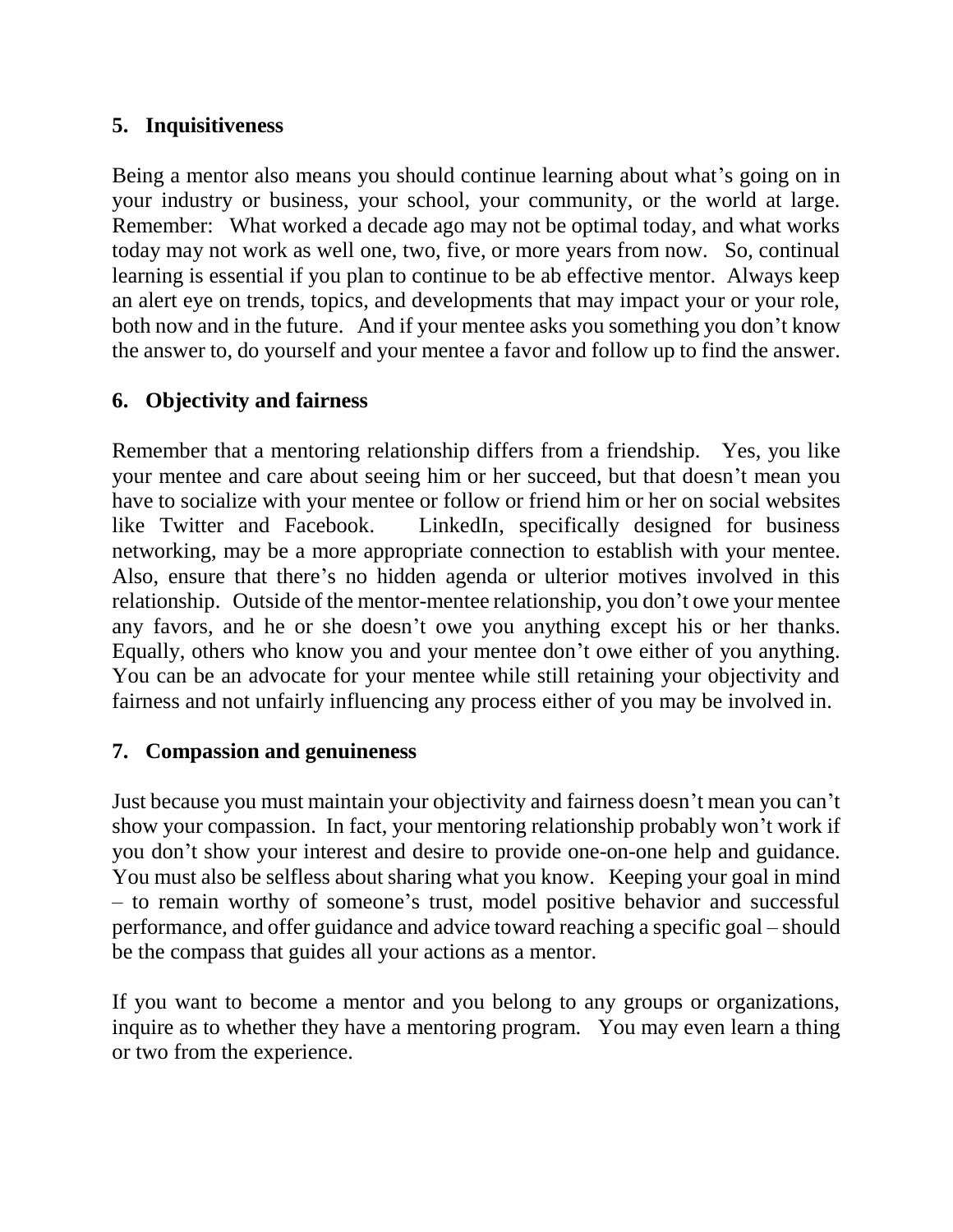## 5. Inquisitiveness

Being a mentor also means you should continue learning about what's going on in your industry or business, your school, your community, or the world at large. Remember: What worked a decade ago may not be optimal today, and what works today may not work as well one, two, five, or more years from now. So, continual learning is essential if you plan to continue to be ab effective mentor. Always keep an alert eye on trends, topics, and developments that may impact your or your role, both now and in the future. And if your mentee asks you something you don't know the answer to, do yourself and your mentee a favor and follow up to find the answer.

## 6. Objectivity and fairness

Remember that a mentoring relationship differs from a friendship. Yes, you like your mentee and care about seeing him or her succeed, but that doesn't mean you have to socialize with your mentee or follow or friend him or her on social websites like Twitter and Facebook. LinkedIn, specifically designed for business networking, may be a more appropriate connection to establish with your mentee. Also, ensure that there's no hidden agenda or ulterior motives involved in this relationship. Outside of the mentor-mentee relationship, you don't owe your mentee any favors, and he or she doesn't owe you anything except his or her thanks. Equally, others who know you and your mentee don't owe either of you anything. You can be an advocate for your mentee while still retaining your objectivity and fairness and not unfairly influencing any process either of you may be involved in.

## 7. Compassion and genuineness

Just because you must maintain your objectivity and fairness doesn't mean you can't show your compassion. In fact, your mentoring relationship probably won't work if you don't show your interest and desire to provide one-on-one help and guidance. You must also be selfless about sharing what you know. Keeping your goal in mind – to remain worthy of someone's trust, model positive behavior and successful performance, and offer guidance and advice toward reaching a specific goal – should be the compass that guides all your actions as a mentor.

If you want to become a mentor and you belong to any groups or organizations, inquire as to whether they have a mentoring program. You may even learn a thing or two from the experience.